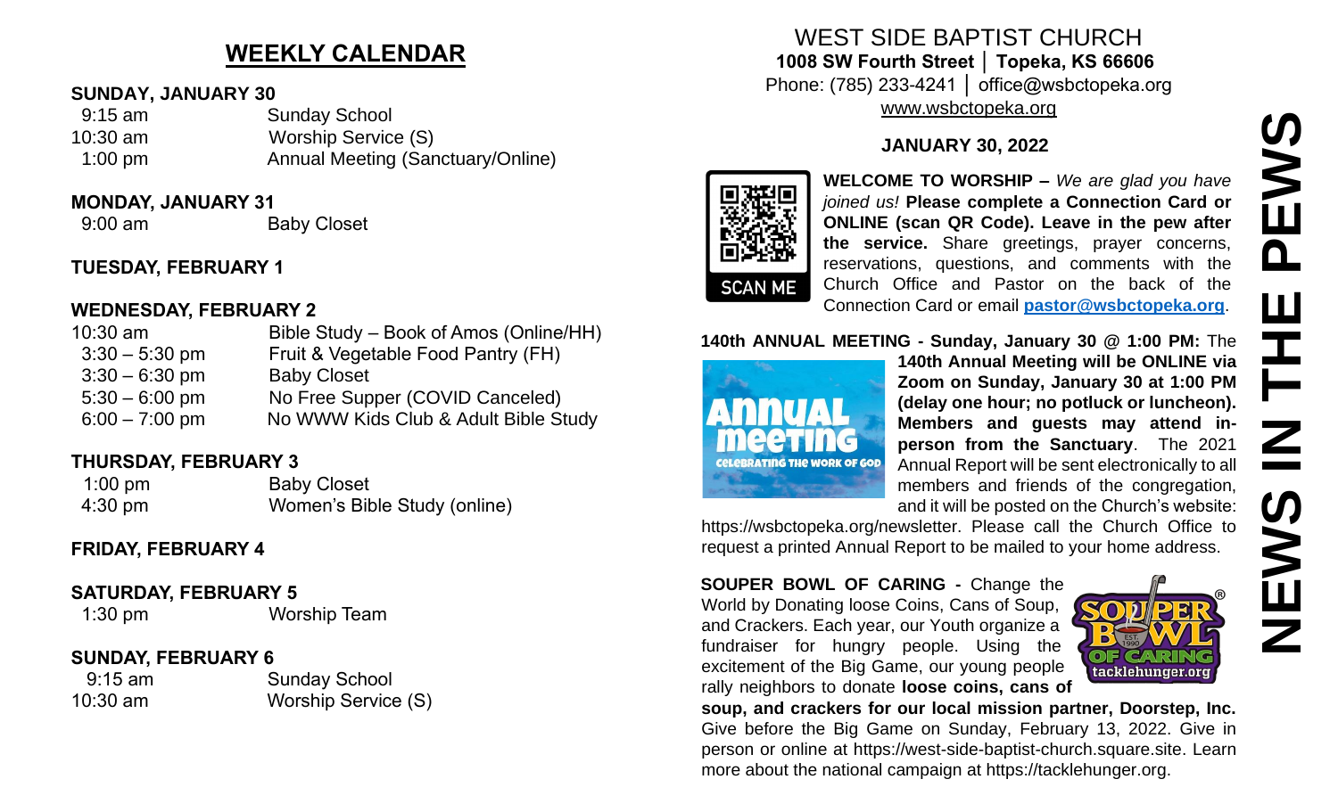## WEEKLY CALENDAR

**SUNDAY, JANUARY 30**

| | |
|---|---|
| 9:15 am | Sunday School |
| 10:30 am | Worship Service (S) |
| 1:00 pm | Annual Meeting (Sanctuary/Online) |

**MONDAY, JANUARY 31**

| | |
|---|---|
| 9:00 am | Baby Closet |

**TUESDAY, FEBRUARY 1**

**WEDNESDAY, FEBRUARY 2**

| | |
|---|---|
| 10:30 am | Bible Study – Book of Amos (Online/HH) |
| 3:30 – 5:30 pm | Fruit & Vegetable Food Pantry (FH) |
| 3:30 – 6:30 pm | Baby Closet |
| 5:30 – 6:00 pm | No Free Supper (COVID Canceled) |
| 6:00 – 7:00 pm | No WWW Kids Club & Adult Bible Study |

**THURSDAY, FEBRUARY 3**

| | |
|---|---|
| 1:00 pm | Baby Closet |
| 4:30 pm | Women's Bible Study (online) |

**FRIDAY, FEBRUARY 4**

**SATURDAY, FEBRUARY 5**

| | |
|---|---|
| 1:30 pm | Worship Team |

**SUNDAY, FEBRUARY 6**

| | |
|---|---|
| 9:15 am | Sunday School |
| 10:30 am | Worship Service (S) |

# WEST SIDE BAPTIST CHURCH

**1008 SW Fourth Street │ Topeka, KS 66606**
Phone: (785) 233-4241 │ office@wsbctopeka.org
www.wsbctopeka.org

### JANUARY 30, 2022

# NEWS IN THE PEWS

SCAN ME

**WELCOME TO WORSHIP –** *We are glad you have joined us!* **Please complete a Connection Card or ONLINE (scan QR Code). Leave in the pew after the service.** Share greetings, prayer concerns, reservations, questions, and comments with the Church Office and Pastor on the back of the Connection Card or email **pastor@wsbctopeka.org**.

**140th ANNUAL MEETING - Sunday, January 30 @ 1:00 PM:** The **140th Annual Meeting will be ONLINE via Zoom on Sunday, January 30 at 1:00 PM (delay one hour; no potluck or luncheon). Members and guests may attend in-person from the Sanctuary**. The 2021 Annual Report will be sent electronically to all members and friends of the congregation, and it will be posted on the Church's website: https://wsbctopeka.org/newsletter. Please call the Church Office to request a printed Annual Report to be mailed to your home address.

**SOUPER BOWL OF CARING -** Change the World by Donating loose Coins, Cans of Soup, and Crackers. Each year, our Youth organize a fundraiser for hungry people. Using the excitement of the Big Game, our young people rally neighbors to donate **loose coins, cans of soup, and crackers for our local mission partner, Doorstep, Inc.** Give before the Big Game on Sunday, February 13, 2022. Give in person or online at https://west-side-baptist-church.square.site. Learn more about the national campaign at https://tacklehunger.org.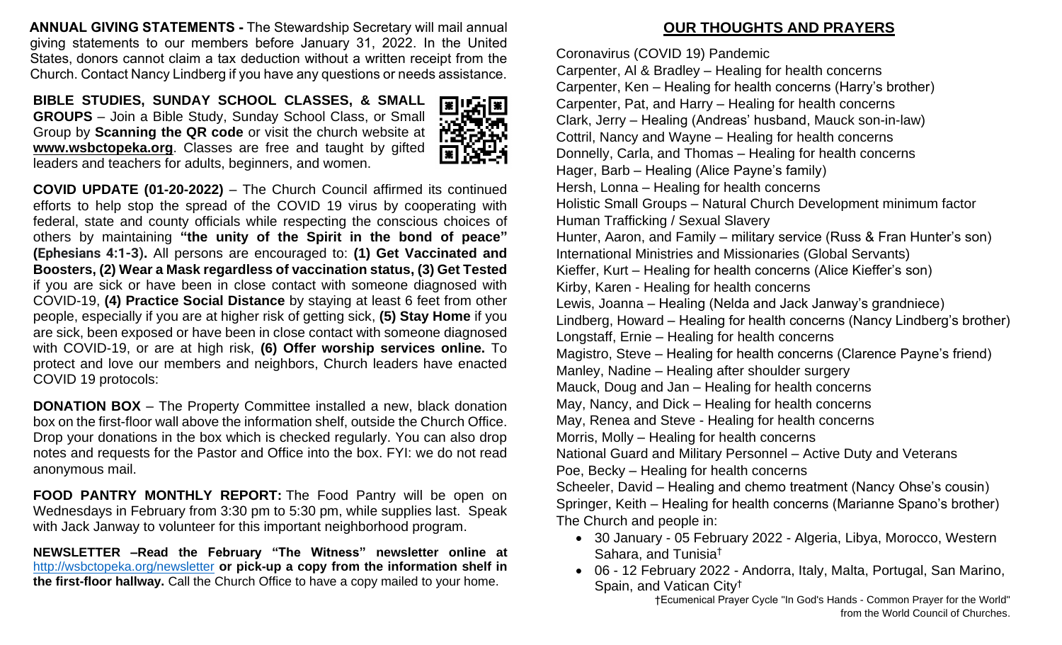**ANNUAL GIVING STATEMENTS -** The Stewardship Secretary will mail annual giving statements to our members before January 31, 2022. In the United States, donors cannot claim a tax deduction without a written receipt from the Church. Contact Nancy Lindberg if you have any questions or needs assistance.

**BIBLE STUDIES, SUNDAY SCHOOL CLASSES, & SMALL GROUPS** – Join a Bible Study, Sunday School Class, or Small Group by **Scanning the QR code** or visit the church website at **www.wsbctopeka.org**. Classes are free and taught by gifted leaders and teachers for adults, beginners, and women.

**COVID UPDATE (01-20-2022)** – The Church Council affirmed its continued efforts to help stop the spread of the COVID 19 virus by cooperating with federal, state and county officials while respecting the conscious choices of others by maintaining **"the unity of the Spirit in the bond of peace" (Ephesians 4:1-3).** All persons are encouraged to: **(1) Get Vaccinated and Boosters, (2) Wear a Mask regardless of vaccination status, (3) Get Tested** if you are sick or have been in close contact with someone diagnosed with COVID-19, **(4) Practice Social Distance** by staying at least 6 feet from other people, especially if you are at higher risk of getting sick, **(5) Stay Home** if you are sick, been exposed or have been in close contact with someone diagnosed with COVID-19, or are at high risk, **(6) Offer worship services online.** To protect and love our members and neighbors, Church leaders have enacted COVID 19 protocols:

**DONATION BOX** – The Property Committee installed a new, black donation box on the first-floor wall above the information shelf, outside the Church Office. Drop your donations in the box which is checked regularly. You can also drop notes and requests for the Pastor and Office into the box. FYI: we do not read anonymous mail.

**FOOD PANTRY MONTHLY REPORT:** The Food Pantry will be open on Wednesdays in February from 3:30 pm to 5:30 pm, while supplies last. Speak with Jack Janway to volunteer for this important neighborhood program.

**NEWSLETTER –Read the February "The Witness" newsletter online at** http://wsbctopeka.org/newsletter **or pick-up a copy from the information shelf in the first-floor hallway.** Call the Church Office to have a copy mailed to your home.

## OUR THOUGHTS AND PRAYERS

Coronavirus (COVID 19) Pandemic
Carpenter, Al & Bradley – Healing for health concerns
Carpenter, Ken – Healing for health concerns (Harry's brother)
Carpenter, Pat, and Harry – Healing for health concerns
Clark, Jerry – Healing (Andreas' husband, Mauck son-in-law)
Cottril, Nancy and Wayne – Healing for health concerns
Donnelly, Carla, and Thomas – Healing for health concerns
Hager, Barb – Healing (Alice Payne's family)
Hersh, Lonna – Healing for health concerns
Holistic Small Groups – Natural Church Development minimum factor
Human Trafficking / Sexual Slavery
Hunter, Aaron, and Family – military service (Russ & Fran Hunter's son)
International Ministries and Missionaries (Global Servants)
Kieffer, Kurt – Healing for health concerns (Alice Kieffer's son)
Kirby, Karen - Healing for health concerns
Lewis, Joanna – Healing (Nelda and Jack Janway's grandniece)
Lindberg, Howard – Healing for health concerns (Nancy Lindberg's brother)
Longstaff, Ernie – Healing for health concerns
Magistro, Steve – Healing for health concerns (Clarence Payne's friend)
Manley, Nadine – Healing after shoulder surgery
Mauck, Doug and Jan – Healing for health concerns
May, Nancy, and Dick – Healing for health concerns
May, Renea and Steve - Healing for health concerns
Morris, Molly – Healing for health concerns
National Guard and Military Personnel – Active Duty and Veterans
Poe, Becky – Healing for health concerns
Scheeler, David – Healing and chemo treatment (Nancy Ohse's cousin)
Springer, Keith – Healing for health concerns (Marianne Spano's brother)
The Church and people in:

- 30 January - 05 February 2022 - Algeria, Libya, Morocco, Western Sahara, and Tunisia†
- 06 - 12 February 2022 - Andorra, Italy, Malta, Portugal, San Marino, Spain, and Vatican City†

†Ecumenical Prayer Cycle "In God's Hands - Common Prayer for the World" from the World Council of Churches.